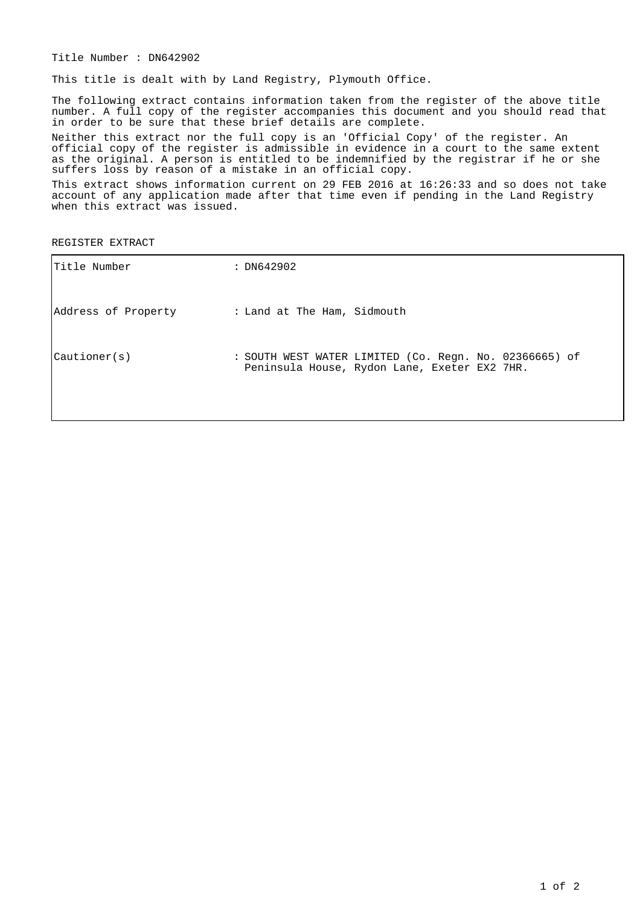Title Number : DN642902

This title is dealt with by Land Registry, Plymouth Office.

The following extract contains information taken from the register of the above title number. A full copy of the register accompanies this document and you should read that in order to be sure that these brief details are complete.

Neither this extract nor the full copy is an 'Official Copy' of the register. An official copy of the register is admissible in evidence in a court to the same extent as the original. A person is entitled to be indemnified by the registrar if he or she suffers loss by reason of a mistake in an official copy.

This extract shows information current on 29 FEB 2016 at 16:26:33 and so does not take account of any application made after that time even if pending in the Land Registry when this extract was issued.

REGISTER EXTRACT

| | |
|---|---|
| Title Number | : DN642902 |
| Address of Property | : Land at The Ham, Sidmouth |
| Cautioner(s) | : SOUTH WEST WATER LIMITED (Co. Regn. No. 02366665) of Peninsula House, Rydon Lane, Exeter EX2 7HR. |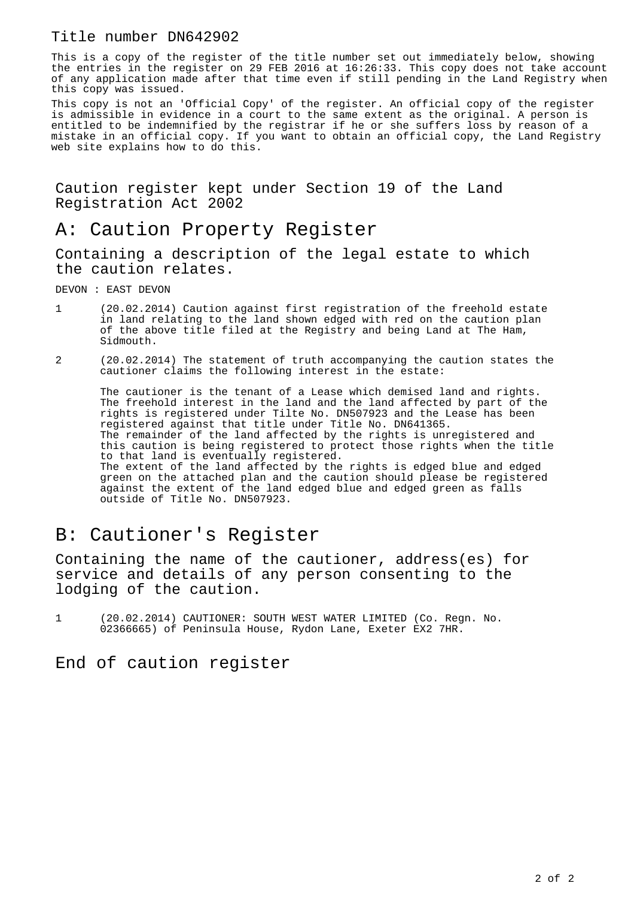Title number DN642902

This is a copy of the register of the title number set out immediately below, showing the entries in the register on 29 FEB 2016 at 16:26:33. This copy does not take account of any application made after that time even if still pending in the Land Registry when this copy was issued.

This copy is not an 'Official Copy' of the register. An official copy of the register is admissible in evidence in a court to the same extent as the original. A person is entitled to be indemnified by the registrar if he or she suffers loss by reason of a mistake in an official copy. If you want to obtain an official copy, the Land Registry web site explains how to do this.

## Caution register kept under Section 19 of the Land Registration Act 2002

# A: Caution Property Register

## Containing a description of the legal estate to which the caution relates.

DEVON : EAST DEVON

1 (20.02.2014) Caution against first registration of the freehold estate in land relating to the land shown edged with red on the caution plan of the above title filed at the Registry and being Land at The Ham, Sidmouth.

2 (20.02.2014) The statement of truth accompanying the caution states the cautioner claims the following interest in the estate:

The cautioner is the tenant of a Lease which demised land and rights. The freehold interest in the land and the land affected by part of the rights is registered under Tilte No. DN507923 and the Lease has been registered against that title under Title No. DN641365.
The remainder of the land affected by the rights is unregistered and this caution is being registered to protect those rights when the title to that land is eventually registered.
The extent of the land affected by the rights is edged blue and edged green on the attached plan and the caution should please be registered against the extent of the land edged blue and edged green as falls outside of Title No. DN507923.

# B: Cautioner's Register

## Containing the name of the cautioner, address(es) for service and details of any person consenting to the lodging of the caution.

1 (20.02.2014) CAUTIONER: SOUTH WEST WATER LIMITED (Co. Regn. No. 02366665) of Peninsula House, Rydon Lane, Exeter EX2 7HR.

## End of caution register